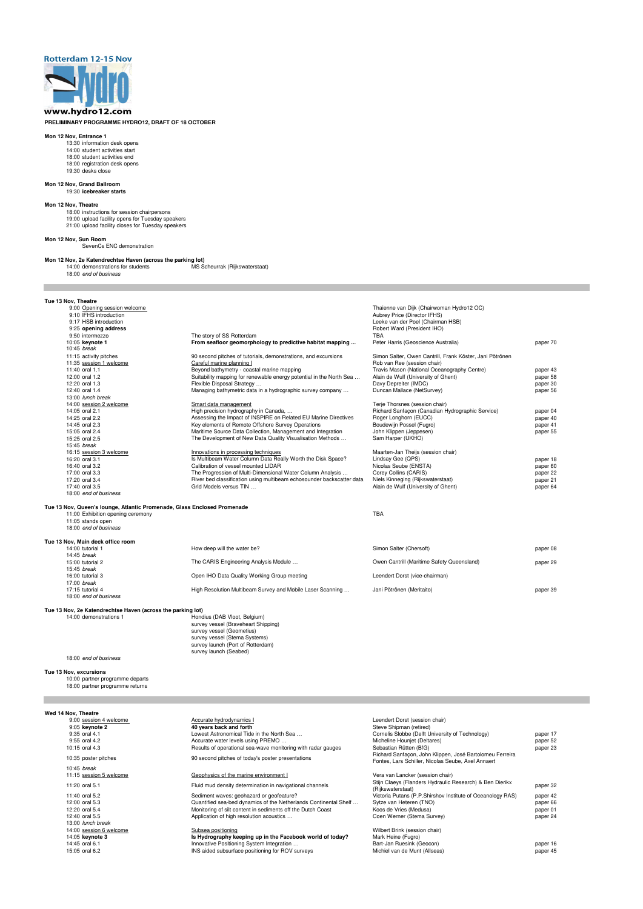Rotterdam 12-15 Nov

Hydro

www.hydro12.com

**PRELIMINARY PROGRAMME HYDRO12, DRAFT OF 18 OCTOBER**

**Mon 12 Nov, Entrance 1**

13:30 information desk opens
14:00 student activities start
18:00 student activities end
18:00 registration desk opens
19:30 desks close

**Mon 12 Nov, Grand Ballroom**

19:30 **icebreaker starts**

**Mon 12 Nov, Theatre**

18:00 instructions for session chairpersons
19:00 upload facility opens for Tuesday speakers
21:00 upload facility closes for Tuesday speakers

**Mon 12 Nov, Sun Room**

SevenCs ENC demonstration

**Mon 12 Nov, 2e Katendrechtse Haven (across the parking lot)**

| | | | |
|---|---|---|---|
| 14:00 demonstrations for students | MS Scheurrak (Rijkswaterstaat) | | |
| 18:00 *end of business* | | | |

**Tue 13 Nov, Theatre**

| | | | |
|---|---|---|---|
| 9:00 Opening session welcome | | Thaienne van Dijk (Chairwoman Hydro12 OC) | |
| 9:10 IFHS introduction | | Aubrey Price (Director IFHS) | |
| 9:17 HSB introduction | | Leeke van der Poel (Chairman HSB) | |
| 9:25 **opening address** | | Robert Ward (President IHO) | |
| 9:50 intermezzo | The story of SS Rotterdam | TBA | |
| 10:05 **keynote 1** | **From seafloor geomorphology to predictive habitat mapping ...** | Peter Harris (Geoscience Australia) | paper 70 |
| 10:45 *break* | | | |
| 11:15 activity pitches | 90 second pitches of tutorials, demonstrations, and excursions | Simon Salter, Owen Cantrill, Frank Köster, Jani Pötrönen | |
| 11:35 session 1 welcome | Careful marine planning I | Rob van Ree (session chair) | |
| 11:40 oral 1.1 | Beyond bathymetry - coastal marine mapping | Travis Mason (National Oceanography Centre) | paper 43 |
| 12:00 oral 1.2 | Suitability mapping for renewable energy potential in the North Sea ... | Alain de Wulf (University of Ghent) | paper 58 |
| 12:20 oral 1.3 | Flexible Disposal Strategy ... | Davy Depreiter (IMDC) | paper 30 |
| 12:40 oral 1.4 | Managing bathymetric data in a hydrographic survey company ... | Duncan Mallace (NetSurvey) | paper 56 |
| 13:00 *lunch break* | | | |
| 14:00 session 2 welcome | Smart data management | Terje Thorsnes (session chair) | |
| 14:05 oral 2.1 | High precision hydrography in Canada, ... | Richard Sanfaçon (Canadian Hydrographic Service) | paper 04 |
| 14:25 oral 2.2 | Assessing the Impact of INSPIRE on Related EU Marine Directives | Roger Longhorn (EUCC) | paper 40 |
| 14:45 oral 2.3 | Key elements of Remote Offshore Survey Operations | Boudewijn Possel (Fugro) | paper 41 |
| 15:05 oral 2.4 | Maritime Source Data Collection, Management and Integration | John Klippen (Jeppesen) | paper 55 |
| 15:25 oral 2.5 | The Development of New Data Quality Visualisation Methods ... | Sam Harper (UKHO) | |
| 15:45 *break* | | | |
| 16:15 session 3 welcome | Innovations in processing techniques | Maarten-Jan Theijs (session chair) | |
| 16:20 oral 3.1 | Is Multibeam Water Column Data Really Worth the Disk Space? | Lindsay Gee (QPS) | paper 18 |
| 16:40 oral 3.2 | Calibration of vessel mounted LIDAR | Nicolas Seube (ENSTA) | paper 60 |
| 17:00 oral 3.3 | The Progression of Multi-Dimensional Water Column Analysis ... | Corey Collins (CARIS) | paper 22 |
| 17:20 oral 3.4 | River bed classification using multibeam echosounder backscatter data | Niels Kinneging (Rijkswaterstaat) | paper 21 |
| 17:40 oral 3.5 | Grid Models versus TIN ... | Alain de Wulf (University of Ghent) | paper 64 |
| 18:00 *end of business* | | | |

**Tue 13 Nov, Queen's lounge, Atlantic Promenade, Glass Enclosed Promenade**

| | | | |
|---|---|---|---|
| 11:00 Exhibition opening ceremony | | TBA | |
| 11:05 stands open | | | |
| 18:00 *end of business* | | | |

**Tue 13 Nov, Main deck office room**

| | | | |
|---|---|---|---|
| 14:00 tutorial 1 | How deep will the water be? | Simon Salter (Chersoft) | paper 08 |
| 14:45 *break* | | | |
| 15:00 tutorial 2 | The CARIS Engineering Analysis Module ... | Owen Cantrill (Maritime Safety Queensland) | paper 29 |
| 15:45 *break* | | | |
| 16:00 tutorial 3 | Open IHO Data Quality Working Group meeting | Leendert Dorst (vice-chairman) | |
| 17:00 *break* | | | |
| 17:15 tutorial 4 | High Resolution Multibeam Survey and Mobile Laser Scanning ... | Jani Pötrönen (Meritaito) | paper 39 |
| 18:00 *end of business* | | | |

**Tue 13 Nov, 2e Katendrechtse Haven (across the parking lot)**

14:00 demonstrations 1

- Hondius (DAB Vloot, Belgium)
- survey vessel (Braveheart Shipping)
- survey vessel (Geometius)
- survey vessel (Stema Systems)
- survey launch (Port of Rotterdam)
- survey launch (Seabed)

18:00 *end of business*

**Tue 13 Nov, excursions**

10:00 partner programme departs
18:00 partner programme returns

**Wed 14 Nov, Theatre**

| | | | |
|---|---|---|---|
| 9:00 session 4 welcome | Accurate hydrodynamics I | Leendert Dorst (session chair) | |
| 9:05 **keynote 2** | **40 years back and forth** | Steve Shipman (retired) | |
| 9:35 oral 4.1 | Lowest Astronomical Tide in the North Sea ... | Cornelis Slobbe (Delft University of Technology) | paper 17 |
| 9:55 oral 4.2 | Accurate water levels using PREMO ... | Micheline Hounjet (Deltares) | paper 52 |
| 10:15 oral 4.3 | Results of operational sea-wave monitoring with radar gauges | Sebastian Rütten (BfG) | paper 23 |
| 10:35 poster pitches | 90 second pitches of today's poster presentations | Richard Sanfaçon, John Klippen, José Bartolomeu Ferreira Fontes, Lars Schiller, Nicolas Seube, Axel Annaert | |
| 10:45 *break* | | | |
| 11:15 session 5 welcome | Geophysics of the marine environment I | Vera van Lancker (session chair) | |
| 11:20 oral 5.1 | Fluid mud density determination in navigational channels | Stijn Claeys (Flanders Hydraulic Research) & Ben Dierikx (Rijkswaterstaat) | paper 32 |
| 11:40 oral 5.2 | Sediment waves: geohazard or geofeature? | Victoria Putans (P.P.Shirshov Institute of Oceanology RAS) | paper 42 |
| 12:00 oral 5.3 | Quantified sea-bed dynamics of the Netherlands Continental Shelf ... | Sytze van Heteren (TNO) | paper 66 |
| 12:20 oral 5.4 | Monitoring of silt content in sediments off the Dutch Coast | Koos de Vries (Medusa) | paper 01 |
| 12:40 oral 5.5 | Application of high resolution acoustics ... | Coen Werner (Stema Survey) | paper 24 |
| 13:00 *lunch break* | | | |
| 14:00 session 6 welcome | Subsea positioning | Wilbert Brink (session chair) | |
| 14:05 **keynote 3** | **Is Hydrography keeping up in the Facebook world of today?** | Mark Heine (Fugro) | |
| 14:45 oral 6.1 | Innovative Positioning System Integration ... | Bart-Jan Ruesink (Geocon) | paper 16 |
| 15:05 oral 6.2 | INS aided subsurface positioning for ROV surveys | Michiel van de Munt (Allseas) | paper 45 |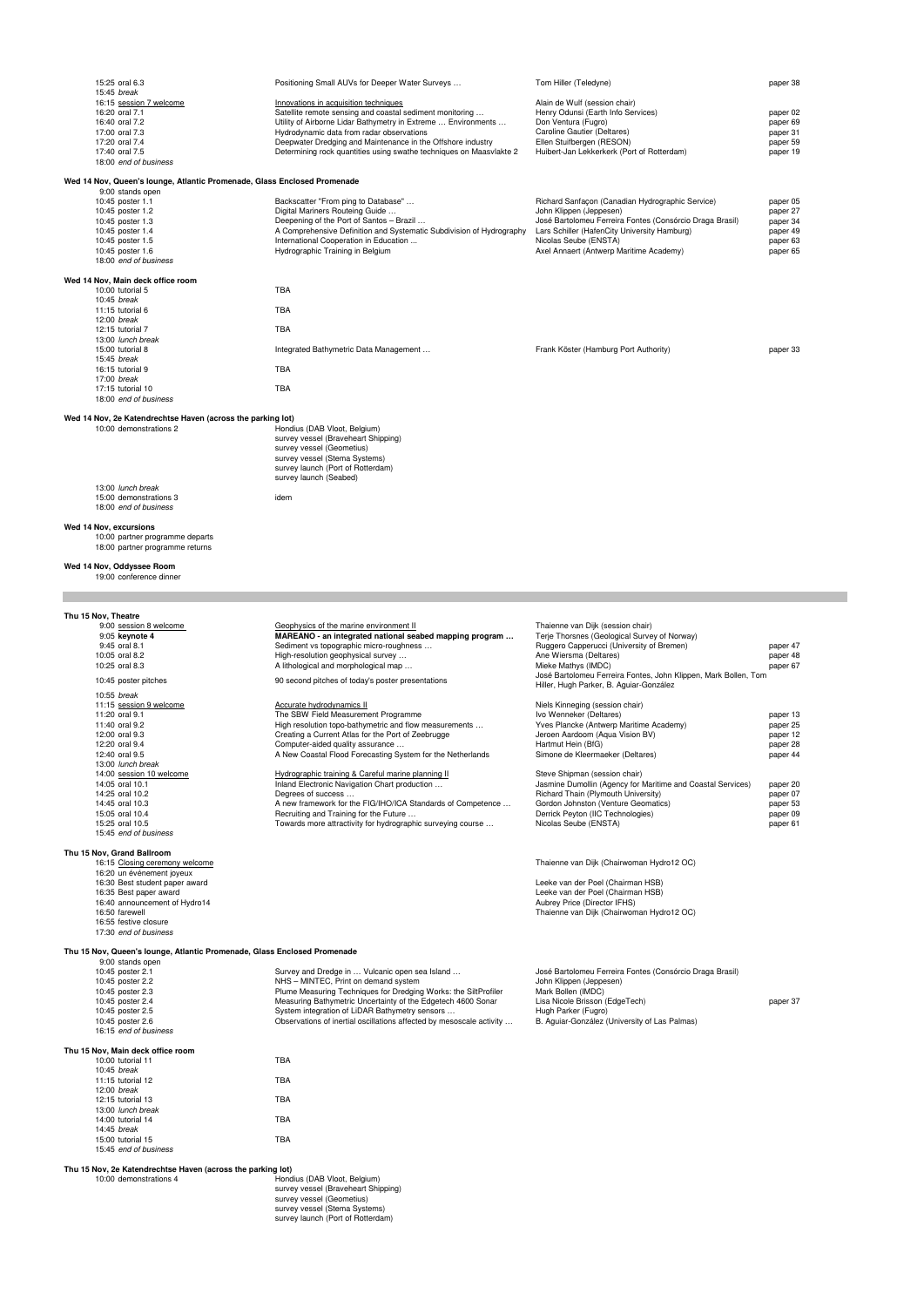| | | | |
|---|---|---|---|
| 15:25 oral 6.3 | Positioning Small AUVs for Deeper Water Surveys … | Tom Hiller (Teledyne) | paper 38 |
| 15:45 *break* | | | |
| 16:15 session 7 welcome | Innovations in acquisition techniques | Alain de Wulf (session chair) | |
| 16:20 oral 7.1 | Satellite remote sensing and coastal sediment monitoring … | Henry Odunsi (Earth Info Services) | paper 02 |
| 16:40 oral 7.2 | Utility of Airborne Lidar Bathymetry in Extreme … Environments … | Don Ventura (Fugro) | paper 69 |
| 17:00 oral 7.3 | Hydrodynamic data from radar observations | Caroline Gautier (Deltares) | paper 31 |
| 17:20 oral 7.4 | Deepwater Dredging and Maintenance in the Offshore industry | Ellen Stuifbergen (RESON) | paper 59 |
| 17:40 oral 7.5 | Determining rock quantities using swathe techniques on Maasvlakte 2 | Huibert-Jan Lekkerkerk (Port of Rotterdam) | paper 19 |
| 18:00 *end of business* | | | |

**Wed 14 Nov, Queen's lounge, Atlantic Promenade, Glass Enclosed Promenade**

| | | | |
|---|---|---|---|
| 9:00 stands open | | | |
| 10:45 poster 1.1 | Backscatter "From ping to Database" … | Richard Sanfaçon (Canadian Hydrographic Service) | paper 05 |
| 10:45 poster 1.2 | Digital Mariners Routeing Guide … | John Klippen (Jeppesen) | paper 27 |
| 10:45 poster 1.3 | Deepening of the Port of Santos – Brazil … | José Bartolomeu Ferreira Fontes (Consórcio Draga Brasil) | paper 34 |
| 10:45 poster 1.4 | A Comprehensive Definition and Systematic Subdivision of Hydrography | Lars Schiller (HafenCity University Hamburg) | paper 49 |
| 10:45 poster 1.5 | International Cooperation in Education ... | Nicolas Seube (ENSTA) | paper 63 |
| 10:45 poster 1.6 | Hydrographic Training in Belgium | Axel Annaert (Antwerp Maritime Academy) | paper 65 |
| 18:00 *end of business* | | | |

**Wed 14 Nov, Main deck office room**

| | | | |
|---|---|---|---|
| 10:00 tutorial 5 | TBA | | |
| 10:45 *break* | | | |
| 11:15 tutorial 6 | TBA | | |
| 12:00 *break* | | | |
| 12:15 tutorial 7 | TBA | | |
| 13:00 *lunch break* | | | |
| 15:00 tutorial 8 | Integrated Bathymetric Data Management … | Frank Köster (Hamburg Port Authority) | paper 33 |
| 15:45 *break* | | | |
| 16:15 tutorial 9 | TBA | | |
| 17:00 *break* | | | |
| 17:15 tutorial 10 | TBA | | |
| 18:00 *end of business* | | | |

**Wed 14 Nov, 2e Katendrechtse Haven (across the parking lot)**

| | |
|---|---|
| 10:00 demonstrations 2 | Hondius (DAB Vloot, Belgium)<br>survey vessel (Braveheart Shipping)<br>survey vessel (Geometius)<br>survey vessel (Stema Systems)<br>survey launch (Port of Rotterdam)<br>survey launch (Seabed) |
| 13:00 *lunch break* | |
| 15:00 demonstrations 3 | idem |
| 18:00 *end of business* | |

**Wed 14 Nov, excursions**

10:00 partner programme departs
18:00 partner programme returns

**Wed 14 Nov, Oddyssee Room**

19:00 conference dinner

---

**Thu 15 Nov, Theatre**

| | | | |
|---|---|---|---|
| 9:00 session 8 welcome | Geophysics of the marine environment II | Thaienne van Dijk (session chair) | |
| 9:05 **keynote 4** | **MAREANO - an integrated national seabed mapping program …** | Terje Thorsnes (Geological Survey of Norway) | |
| 9:45 oral 8.1 | Sediment vs topographic micro-roughness … | Ruggero Capperucci (University of Bremen) | paper 47 |
| 10:05 oral 8.2 | High-resolution geophysical survey … | Ane Wiersma (Deltares) | paper 48 |
| 10:25 oral 8.3 | A lithological and morphological map … | Mieke Mathys (IMDC) | paper 67 |
| 10:45 poster pitches | 90 second pitches of today's poster presentations | José Bartolomeu Ferreira Fontes, John Klippen, Mark Bollen, Tom Hiller, Hugh Parker, B. Aguiar-González | |
| 10:55 *break* | | | |
| 11:15 session 9 welcome | Accurate hydrodynamics II | Niels Kinneging (session chair) | |
| 11:20 oral 9.1 | The SBW Field Measurement Programme | Ivo Wenneker (Deltares) | paper 13 |
| 11:40 oral 9.2 | High resolution topo-bathymetric and flow measurements … | Yves Plancke (Antwerp Maritime Academy) | paper 25 |
| 12:00 oral 9.3 | Creating a Current Atlas for the Port of Zeebrugge | Jeroen Aardoom (Aqua Vision BV) | paper 12 |
| 12:20 oral 9.4 | Computer-aided quality assurance … | Hartmut Hein (BfG) | paper 28 |
| 12:40 oral 9.5 | A New Coastal Flood Forecasting System for the Netherlands | Simone de Kleermaeker (Deltares) | paper 44 |
| 13:00 *lunch break* | | | |
| 14:00 session 10 welcome | Hydrographic training & Careful marine planning II | Steve Shipman (session chair) | |
| 14:05 oral 10.1 | Inland Electronic Navigation Chart production … | Jasmine Dumollin (Agency for Maritime and Coastal Services) | paper 20 |
| 14:25 oral 10.2 | Degrees of success … | Richard Thain (Plymouth University) | paper 07 |
| 14:45 oral 10.3 | A new framework for the FIG/IHO/ICA Standards of Competence … | Gordon Johnston (Venture Geomatics) | paper 53 |
| 15:05 oral 10.4 | Recruiting and Training for the Future … | Derrick Peyton (IIC Technologies) | paper 09 |
| 15:25 oral 10.5 | Towards more attractivity for hydrographic surveying course … | Nicolas Seube (ENSTA) | paper 61 |
| 15:45 *end of business* | | | |

**Thu 15 Nov, Grand Ballroom**

| | |
|---|---|
| 16:15 Closing ceremony welcome | Thaienne van Dijk (Chairwoman Hydro12 OC) |
| 16:20 un événement joyeux | |
| 16:30 Best student paper award | Leeke van der Poel (Chairman HSB) |
| 16:35 Best paper award | Leeke van der Poel (Chairman HSB) |
| 16:40 announcement of Hydro14 | Aubrey Price (Director IFHS) |
| 16:50 farewell | Thaienne van Dijk (Chairwoman Hydro12 OC) |
| 16:55 festive closure | |
| 17:30 *end of business* | |

**Thu 15 Nov, Queen's lounge, Atlantic Promenade, Glass Enclosed Promenade**

| | | | |
|---|---|---|---|
| 9:00 stands open | | | |
| 10:45 poster 2.1 | Survey and Dredge in … Vulcanic open sea Island … | José Bartolomeu Ferreira Fontes (Consórcio Draga Brasil) | |
| 10:45 poster 2.2 | NHS – MINTEC, Print on demand system | John Klippen (Jeppesen) | |
| 10:45 poster 2.3 | Plume Measuring Techniques for Dredging Works: the SiltProfiler | Mark Bollen (IMDC) | |
| 10:45 poster 2.4 | Measuring Bathymetric Uncertainty of the Edgetech 4600 Sonar | Lisa Nicole Brisson (EdgeTech) | paper 37 |
| 10:45 poster 2.5 | System integration of LiDAR Bathymetry sensors ... | Hugh Parker (Fugro) | |
| 10:45 poster 2.6 | Observations of inertial oscillations affected by mesoscale activity … | B. Aguiar-González (University of Las Palmas) | |
| 16:15 *end of business* | | | |

**Thu 15 Nov, Main deck office room**

| | |
|---|---|
| 10:00 tutorial 11 | TBA |
| 10:45 *break* | |
| 11:15 tutorial 12 | TBA |
| 12:00 *break* | |
| 12:15 tutorial 13 | TBA |
| 13:00 *lunch break* | |
| 14:00 tutorial 14 | TBA |
| 14:45 *break* | |
| 15:00 tutorial 15 | TBA |
| 15:45 *end of business* | |

**Thu 15 Nov, 2e Katendrechtse Haven (across the parking lot)**

| | |
|---|---|
| 10:00 demonstrations 4 | Hondius (DAB Vloot, Belgium)<br>survey vessel (Braveheart Shipping)<br>survey vessel (Geometius)<br>survey vessel (Stema Systems)<br>survey launch (Port of Rotterdam) |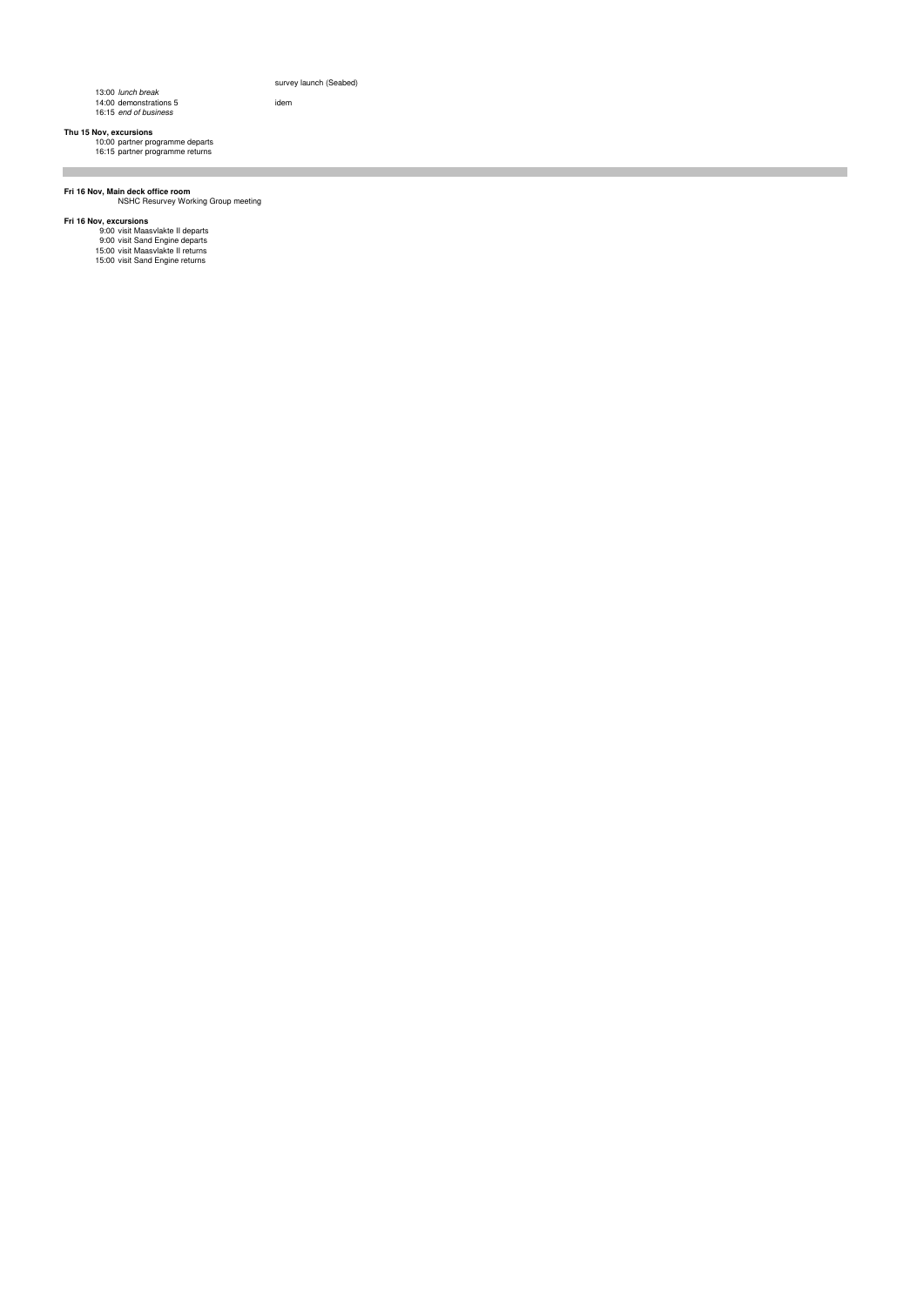| | | |
|---|---|---|
| | | survey launch (Seabed) |
| 13:00 | *lunch break* | |
| 14:00 | demonstrations 5 | idem |
| 16:15 | *end of business* | |

**Thu 15 Nov, excursions**

| | |
|---|---|
| 10:00 | partner programme departs |
| 16:15 | partner programme returns |

---

**Fri 16 Nov, Main deck office room**

NSHC Resurvey Working Group meeting

**Fri 16 Nov, excursions**

| | |
|---|---|
| 9:00 | visit Maasvlakte II departs |
| 9:00 | visit Sand Engine departs |
| 15:00 | visit Maasvlakte II returns |
| 15:00 | visit Sand Engine returns |